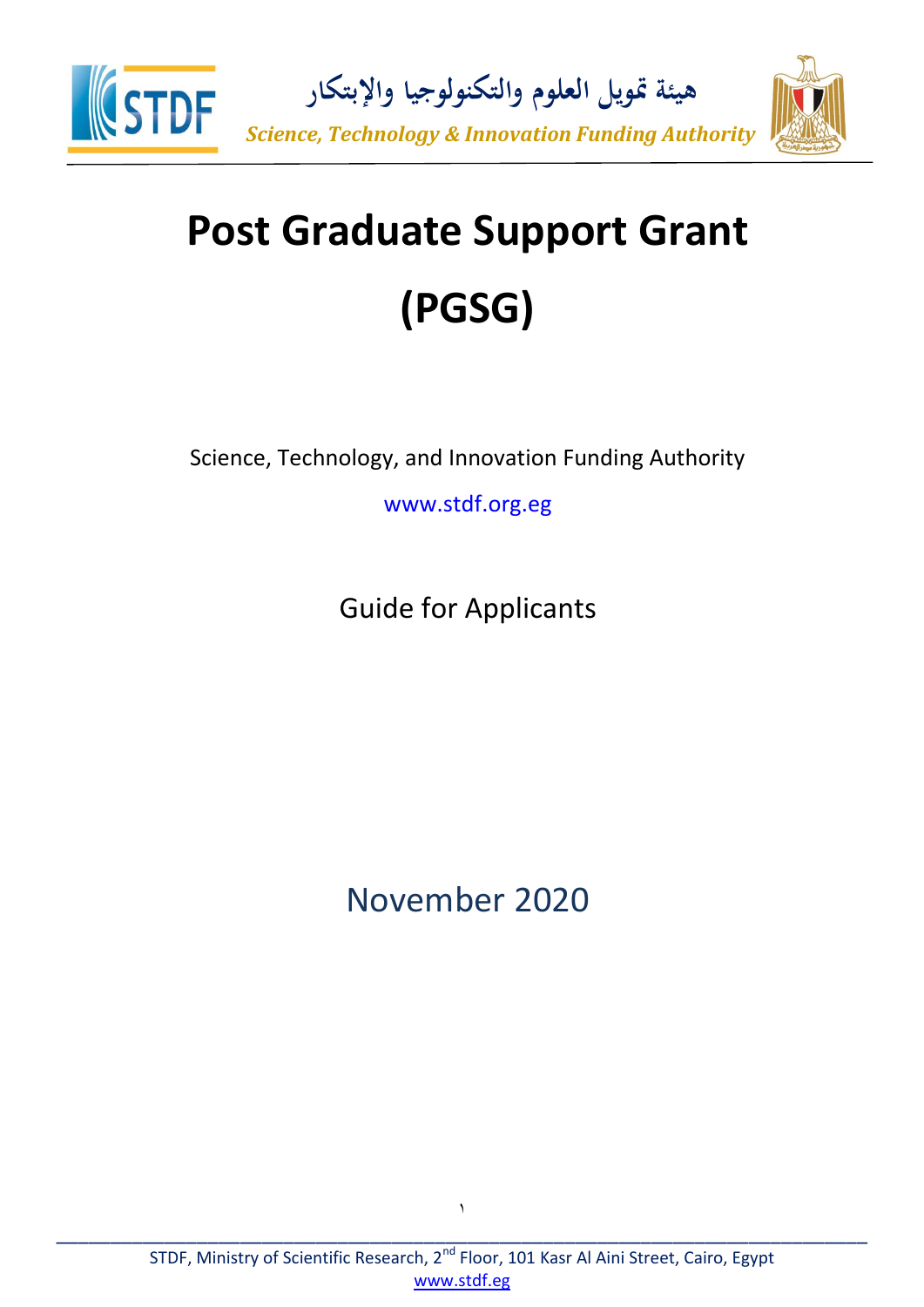# Post Graduate Support Grant (PGSG)

Science, Technology, and Innovation Funding Authority

www.stdf.org.eg

Guide for Applicants

November 2020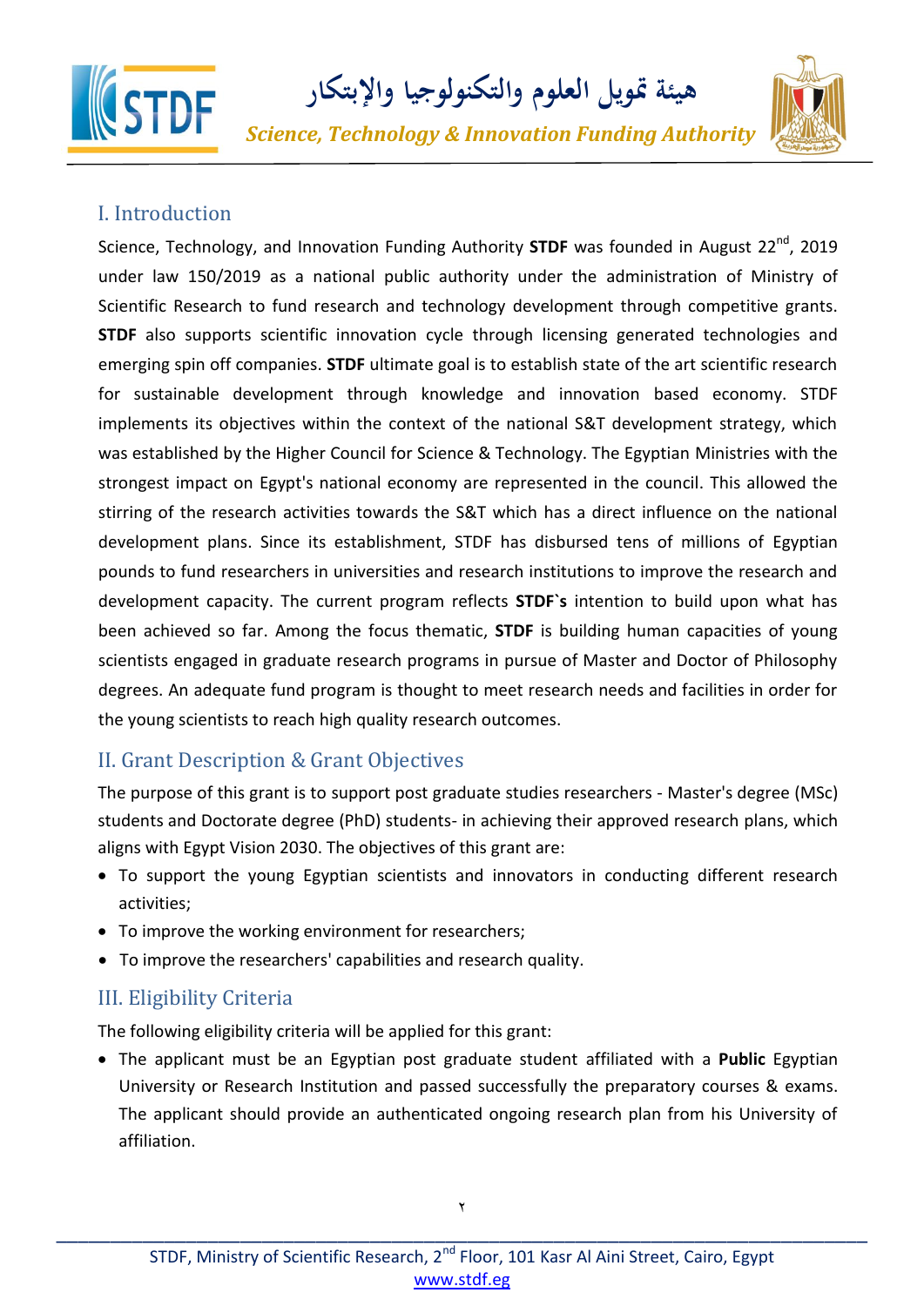## I. Introduction

Science, Technology, and Innovation Funding Authority **STDF** was founded in August 22nd, 2019 under law 150/2019 as a national public authority under the administration of Ministry of Scientific Research to fund research and technology development through competitive grants. **STDF** also supports scientific innovation cycle through licensing generated technologies and emerging spin off companies. **STDF** ultimate goal is to establish state of the art scientific research for sustainable development through knowledge and innovation based economy. STDF implements its objectives within the context of the national S&T development strategy, which was established by the Higher Council for Science & Technology. The Egyptian Ministries with the strongest impact on Egypt's national economy are represented in the council. This allowed the stirring of the research activities towards the S&T which has a direct influence on the national development plans. Since its establishment, STDF has disbursed tens of millions of Egyptian pounds to fund researchers in universities and research institutions to improve the research and development capacity. The current program reflects **STDF`s** intention to build upon what has been achieved so far. Among the focus thematic, **STDF** is building human capacities of young scientists engaged in graduate research programs in pursue of Master and Doctor of Philosophy degrees. An adequate fund program is thought to meet research needs and facilities in order for the young scientists to reach high quality research outcomes.

## II. Grant Description & Grant Objectives

The purpose of this grant is to support post graduate studies researchers - Master's degree (MSc) students and Doctorate degree (PhD) students- in achieving their approved research plans, which aligns with Egypt Vision 2030. The objectives of this grant are:

- To support the young Egyptian scientists and innovators in conducting different research activities;
- To improve the working environment for researchers;
- To improve the researchers' capabilities and research quality.

## III. Eligibility Criteria

The following eligibility criteria will be applied for this grant:

- The applicant must be an Egyptian post graduate student affiliated with a **Public** Egyptian University or Research Institution and passed successfully the preparatory courses & exams. The applicant should provide an authenticated ongoing research plan from his University of affiliation.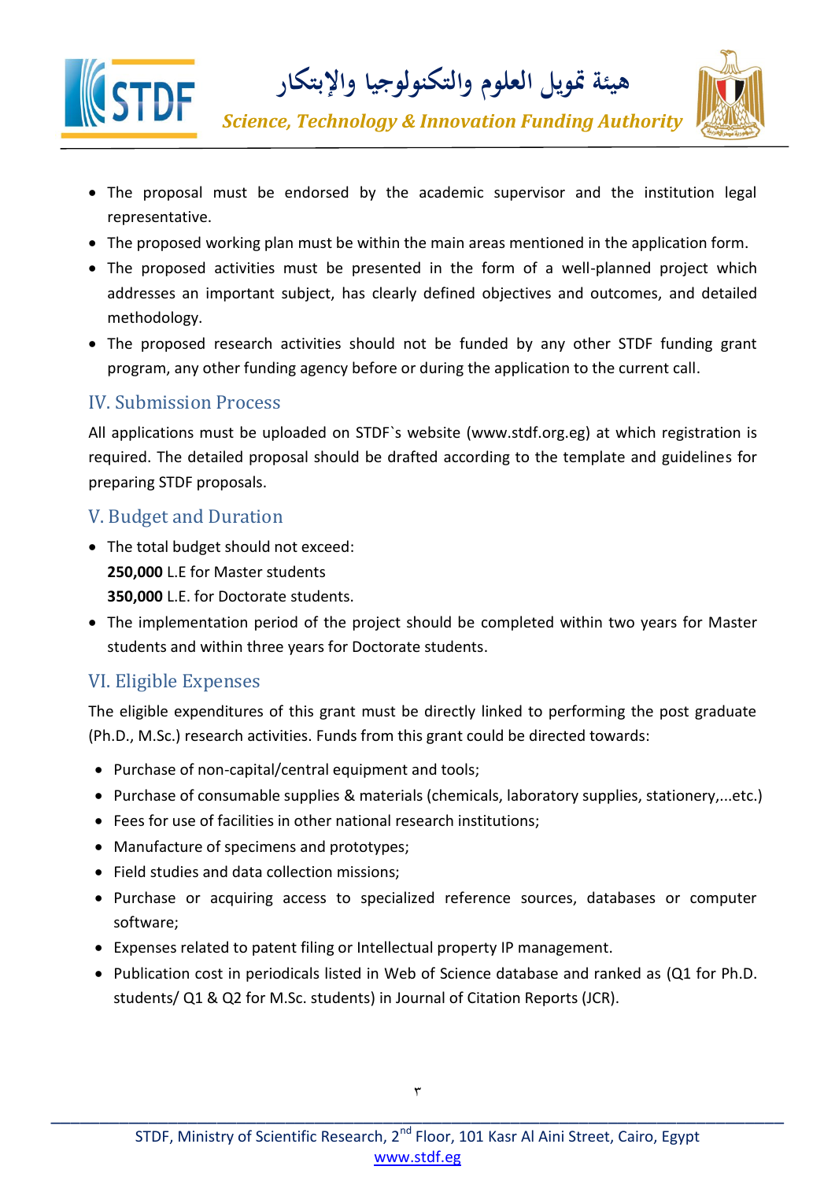- The proposal must be endorsed by the academic supervisor and the institution legal representative.
- The proposed working plan must be within the main areas mentioned in the application form.
- The proposed activities must be presented in the form of a well-planned project which addresses an important subject, has clearly defined objectives and outcomes, and detailed methodology.
- The proposed research activities should not be funded by any other STDF funding grant program, any other funding agency before or during the application to the current call.

## IV. Submission Process

All applications must be uploaded on STDF`s website (www.stdf.org.eg) at which registration is required. The detailed proposal should be drafted according to the template and guidelines for preparing STDF proposals.

## V. Budget and Duration

- The total budget should not exceed:
  **250,000** L.E for Master students
  **350,000** L.E. for Doctorate students.
- The implementation period of the project should be completed within two years for Master students and within three years for Doctorate students.

## VI. Eligible Expenses

The eligible expenditures of this grant must be directly linked to performing the post graduate (Ph.D., M.Sc.) research activities. Funds from this grant could be directed towards:

- Purchase of non-capital/central equipment and tools;
- Purchase of consumable supplies & materials (chemicals, laboratory supplies, stationery,...etc.)
- Fees for use of facilities in other national research institutions;
- Manufacture of specimens and prototypes;
- Field studies and data collection missions;
- Purchase or acquiring access to specialized reference sources, databases or computer software;
- Expenses related to patent filing or Intellectual property IP management.
- Publication cost in periodicals listed in Web of Science database and ranked as (Q1 for Ph.D. students/ Q1 & Q2 for M.Sc. students) in Journal of Citation Reports (JCR).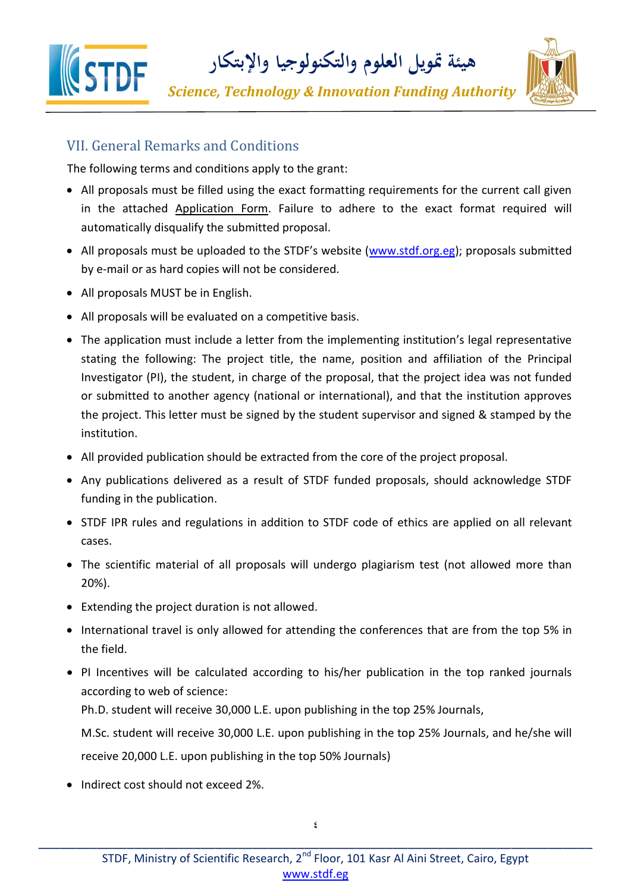## VII. General Remarks and Conditions

The following terms and conditions apply to the grant:

- All proposals must be filled using the exact formatting requirements for the current call given in the attached Application Form. Failure to adhere to the exact format required will automatically disqualify the submitted proposal.
- All proposals must be uploaded to the STDF's website (www.stdf.org.eg); proposals submitted by e-mail or as hard copies will not be considered.
- All proposals MUST be in English.
- All proposals will be evaluated on a competitive basis.
- The application must include a letter from the implementing institution's legal representative stating the following: The project title, the name, position and affiliation of the Principal Investigator (PI), the student, in charge of the proposal, that the project idea was not funded or submitted to another agency (national or international), and that the institution approves the project. This letter must be signed by the student supervisor and signed & stamped by the institution.
- All provided publication should be extracted from the core of the project proposal.
- Any publications delivered as a result of STDF funded proposals, should acknowledge STDF funding in the publication.
- STDF IPR rules and regulations in addition to STDF code of ethics are applied on all relevant cases.
- The scientific material of all proposals will undergo plagiarism test (not allowed more than 20%).
- Extending the project duration is not allowed.
- International travel is only allowed for attending the conferences that are from the top 5% in the field.
- PI Incentives will be calculated according to his/her publication in the top ranked journals according to web of science:

  Ph.D. student will receive 30,000 L.E. upon publishing in the top 25% Journals,

  M.Sc. student will receive 30,000 L.E. upon publishing in the top 25% Journals, and he/she will receive 20,000 L.E. upon publishing in the top 50% Journals)
- Indirect cost should not exceed 2%.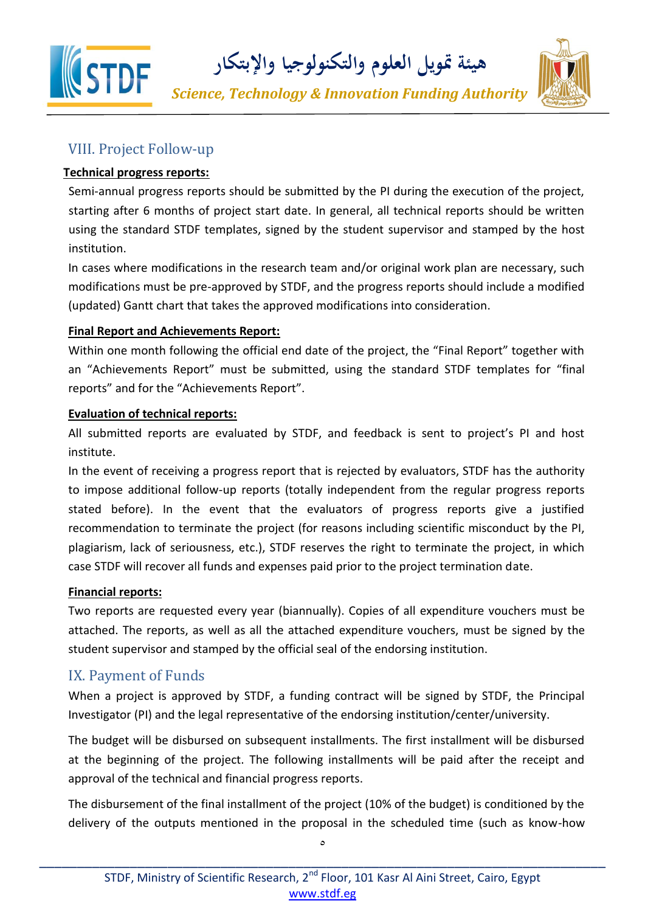## VIII. Project Follow-up

**Technical progress reports:**

Semi-annual progress reports should be submitted by the PI during the execution of the project, starting after 6 months of project start date. In general, all technical reports should be written using the standard STDF templates, signed by the student supervisor and stamped by the host institution.

In cases where modifications in the research team and/or original work plan are necessary, such modifications must be pre-approved by STDF, and the progress reports should include a modified (updated) Gantt chart that takes the approved modifications into consideration.

**Final Report and Achievements Report:**

Within one month following the official end date of the project, the "Final Report" together with an "Achievements Report" must be submitted, using the standard STDF templates for "final reports" and for the "Achievements Report".

**Evaluation of technical reports:**

All submitted reports are evaluated by STDF, and feedback is sent to project's PI and host institute.

In the event of receiving a progress report that is rejected by evaluators, STDF has the authority to impose additional follow-up reports (totally independent from the regular progress reports stated before). In the event that the evaluators of progress reports give a justified recommendation to terminate the project (for reasons including scientific misconduct by the PI, plagiarism, lack of seriousness, etc.), STDF reserves the right to terminate the project, in which case STDF will recover all funds and expenses paid prior to the project termination date.

**Financial reports:**

Two reports are requested every year (biannually). Copies of all expenditure vouchers must be attached. The reports, as well as all the attached expenditure vouchers, must be signed by the student supervisor and stamped by the official seal of the endorsing institution.

## IX. Payment of Funds

When a project is approved by STDF, a funding contract will be signed by STDF, the Principal Investigator (PI) and the legal representative of the endorsing institution/center/university.

The budget will be disbursed on subsequent installments. The first installment will be disbursed at the beginning of the project. The following installments will be paid after the receipt and approval of the technical and financial progress reports.

The disbursement of the final installment of the project (10% of the budget) is conditioned by the delivery of the outputs mentioned in the proposal in the scheduled time (such as know-how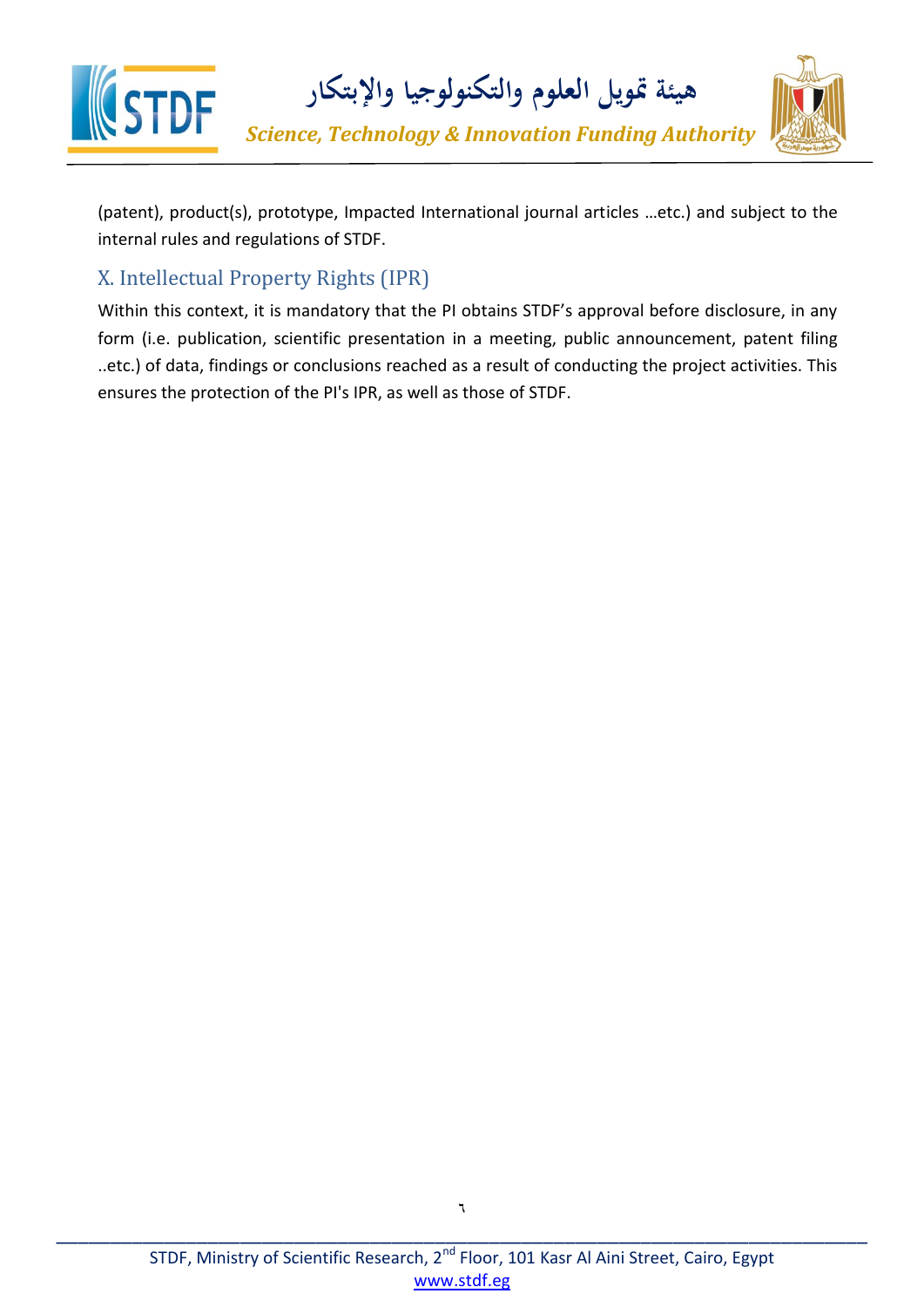(patent), product(s), prototype, Impacted International journal articles …etc.) and subject to the internal rules and regulations of STDF.

## X. Intellectual Property Rights (IPR)

Within this context, it is mandatory that the PI obtains STDF's approval before disclosure, in any form (i.e. publication, scientific presentation in a meeting, public announcement, patent filing ..etc.) of data, findings or conclusions reached as a result of conducting the project activities. This ensures the protection of the PI's IPR, as well as those of STDF.